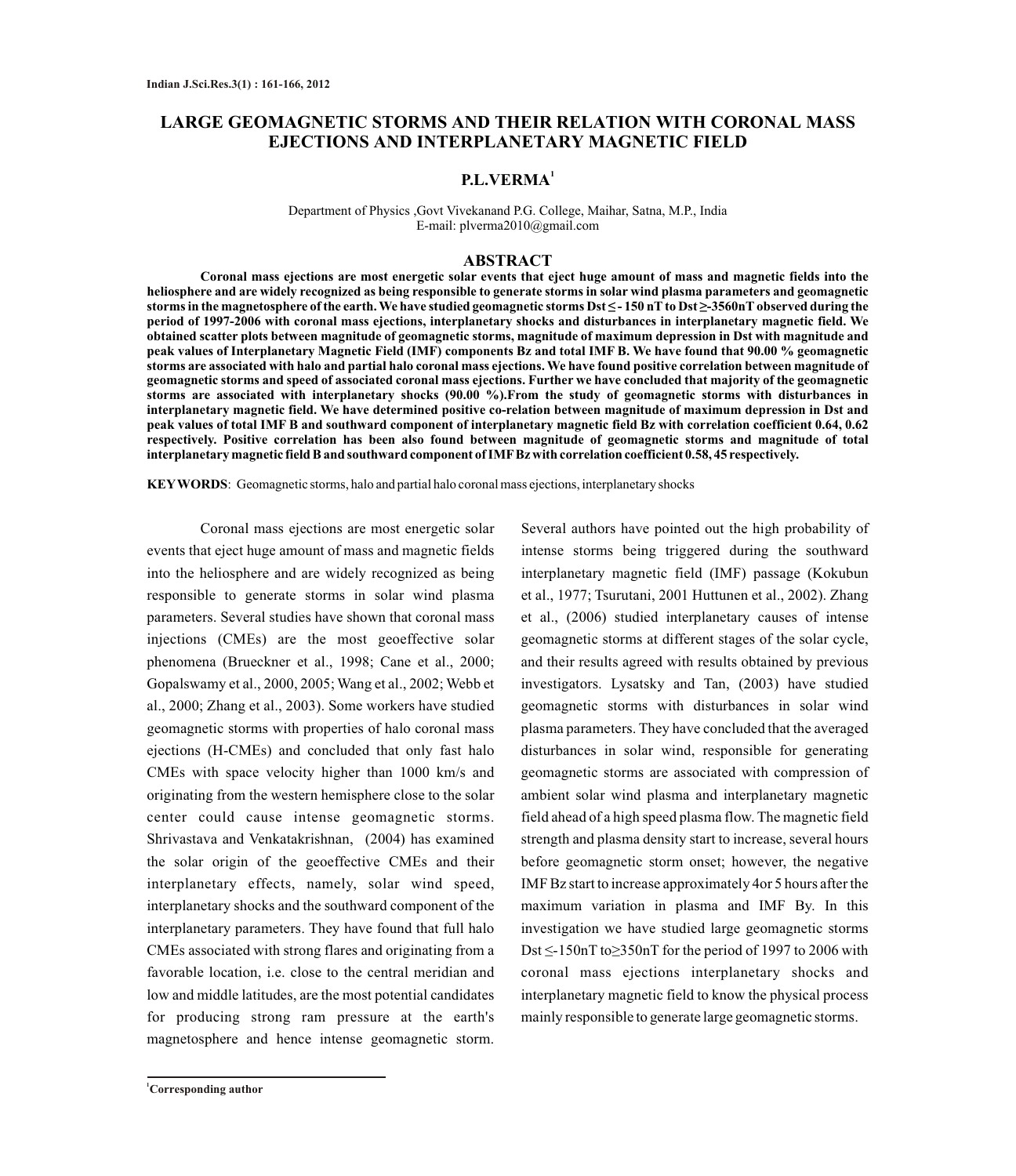# LARGE GEOMAGNETIC STORMS AND THEIR RELATION WITH CORONAL MASS EJECTIONS AND INTERPLANETARY MAGNETIC FIELD

**P.L.VERMA**[1]

Department of Physics ,Govt Vivekanand P.G. College, Maihar, Satna, M.P., India
E-mail: plverma2010@gmail.com

## ABSTRACT

**Coronal mass ejections are most energetic solar events that eject huge amount of mass and magnetic fields into the heliosphere and are widely recognized as being responsible to generate storms in solar wind plasma parameters and geomagnetic storms in the magnetosphere of the earth. We have studied geomagnetic storms Dst ≤ - 150 nT to Dst ≥-3560nT observed during the period of 1997-2006 with coronal mass ejections, interplanetary shocks and disturbances in interplanetary magnetic field. We obtained scatter plots between magnitude of geomagnetic storms, magnitude of maximum depression in Dst with magnitude and peak values of Interplanetary Magnetic Field (IMF) components Bz and total IMF B. We have found that 90.00 % geomagnetic storms are associated with halo and partial halo coronal mass ejections. We have found positive correlation between magnitude of geomagnetic storms and speed of associated coronal mass ejections. Further we have concluded that majority of the geomagnetic storms are associated with interplanetary shocks (90.00 %).From the study of geomagnetic storms with disturbances in interplanetary magnetic field. We have determined positive co-relation between magnitude of maximum depression in Dst and peak values of total IMF B and southward component of interplanetary magnetic field Bz with correlation coefficient 0.64, 0.62 respectively. Positive correlation has been also found between magnitude of geomagnetic storms and magnitude of total interplanetary magnetic field B and southward component of IMF Bz with correlation coefficient 0.58, 45 respectively.**

**KEYWORDS**: Geomagnetic storms, halo and partial halo coronal mass ejections, interplanetary shocks

Coronal mass ejections are most energetic solar events that eject huge amount of mass and magnetic fields into the heliosphere and are widely recognized as being responsible to generate storms in solar wind plasma parameters. Several studies have shown that coronal mass injections (CMEs) are the most geoeffective solar phenomena (Brueckner et al., 1998; Cane et al., 2000; Gopalswamy et al., 2000, 2005; Wang et al., 2002; Webb et al., 2000; Zhang et al., 2003). Some workers have studied geomagnetic storms with properties of halo coronal mass ejections (H-CMEs) and concluded that only fast halo CMEs with space velocity higher than 1000 km/s and originating from the western hemisphere close to the solar center could cause intense geomagnetic storms. Shrivastava and Venkatakrishnan, (2004) has examined the solar origin of the geoeffective CMEs and their interplanetary effects, namely, solar wind speed, interplanetary shocks and the southward component of the interplanetary parameters. They have found that full halo CMEs associated with strong flares and originating from a favorable location, i.e. close to the central meridian and low and middle latitudes, are the most potential candidates for producing strong ram pressure at the earth's magnetosphere and hence intense geomagnetic storm. Several authors have pointed out the high probability of intense storms being triggered during the southward interplanetary magnetic field (IMF) passage (Kokubun et al., 1977; Tsurutani, 2001 Huttunen et al., 2002). Zhang et al., (2006) studied interplanetary causes of intense geomagnetic storms at different stages of the solar cycle, and their results agreed with results obtained by previous investigators. Lysatsky and Tan, (2003) have studied geomagnetic storms with disturbances in solar wind plasma parameters. They have concluded that the averaged disturbances in solar wind, responsible for generating geomagnetic storms are associated with compression of ambient solar wind plasma and interplanetary magnetic field ahead of a high speed plasma flow. The magnetic field strength and plasma density start to increase, several hours before geomagnetic storm onset; however, the negative IMF Bz start to increase approximately 4or 5 hours after the maximum variation in plasma and IMF By. In this investigation we have studied large geomagnetic storms Dst ≤-150nT to≥350nT for the period of 1997 to 2006 with coronal mass ejections interplanetary shocks and interplanetary magnetic field to know the physical process mainly responsible to generate large geomagnetic storms.

[1]**Corresponding author**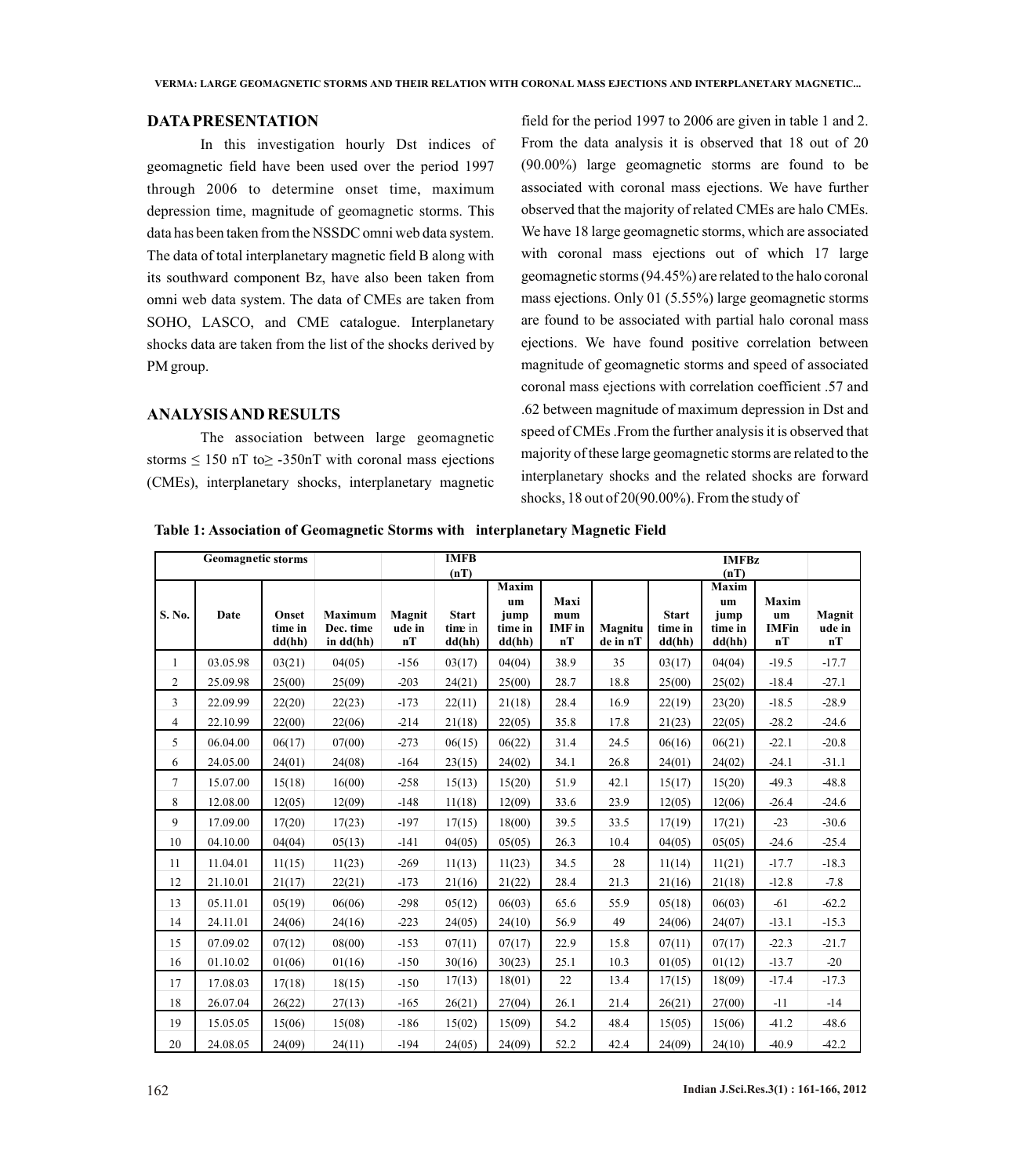## DATA PRESENTATION

In this investigation hourly Dst indices of geomagnetic field have been used over the period 1997 through 2006 to determine onset time, maximum depression time, magnitude of geomagnetic storms. This data has been taken from the NSSDC omni web data system. The data of total interplanetary magnetic field B along with its southward component Bz, have also been taken from omni web data system. The data of CMEs are taken from SOHO, LASCO, and CME catalogue. Interplanetary shocks data are taken from the list of the shocks derived by PM group.

## ANALYSIS AND RESULTS

The association between large geomagnetic storms ≤ 150 nT to≥ -350nT with coronal mass ejections (CMEs), interplanetary shocks, interplanetary magnetic field for the period 1997 to 2006 are given in table 1 and 2. From the data analysis it is observed that 18 out of 20 (90.00%) large geomagnetic storms are found to be associated with coronal mass ejections. We have further observed that the majority of related CMEs are halo CMEs. We have 18 large geomagnetic storms, which are associated with coronal mass ejections out of which 17 large geomagnetic storms (94.45%) are related to the halo coronal mass ejections. Only 01 (5.55%) large geomagnetic storms are found to be associated with partial halo coronal mass ejections. We have found positive correlation between magnitude of geomagnetic storms and speed of associated coronal mass ejections with correlation coefficient .57 and .62 between magnitude of maximum depression in Dst and speed of CMEs .From the further analysis it is observed that majority of these large geomagnetic storms are related to the interplanetary shocks and the related shocks are forward shocks, 18 out of 20(90.00%). From the study of

**Table 1: Association of Geomagnetic Storms with interplanetary Magnetic Field**

| Geomagnetic storms | | | | | IMFB (nT) | | | | IMFBz (nT) | | | |
|---|---|---|---|---|---|---|---|---|---|---|---|---|
| S. No. | Date | Onset time in dd(hh) | Maximum Dec. time in dd(hh) | Magnitude in nT | Start time in dd(hh) | Maximum jump time in dd(hh) | Maximum IMF in nT | Magnitude in nT | Start time in dd(hh) | Maximum jump time in dd(hh) | Maximum IMFin nT | Magnitude in nT |
| 1 | 03.05.98 | 03(21) | 04(05) | -156 | 03(17) | 04(04) | 38.9 | 35 | 03(17) | 04(04) | -19.5 | -17.7 |
| 2 | 25.09.98 | 25(00) | 25(09) | -203 | 24(21) | 25(00) | 28.7 | 18.8 | 25(00) | 25(02) | -18.4 | -27.1 |
| 3 | 22.09.99 | 22(20) | 22(23) | -173 | 22(11) | 21(18) | 28.4 | 16.9 | 22(19) | 23(20) | -18.5 | -28.9 |
| 4 | 22.10.99 | 22(00) | 22(06) | -214 | 21(18) | 22(05) | 35.8 | 17.8 | 21(23) | 22(05) | -28.2 | -24.6 |
| 5 | 06.04.00 | 06(17) | 07(00) | -273 | 06(15) | 06(22) | 31.4 | 24.5 | 06(16) | 06(21) | -22.1 | -20.8 |
| 6 | 24.05.00 | 24(01) | 24(08) | -164 | 23(15) | 24(02) | 34.1 | 26.8 | 24(01) | 24(02) | -24.1 | -31.1 |
| 7 | 15.07.00 | 15(18) | 16(00) | -258 | 15(13) | 15(20) | 51.9 | 42.1 | 15(17) | 15(20) | -49.3 | -48.8 |
| 8 | 12.08.00 | 12(05) | 12(09) | -148 | 11(18) | 12(09) | 33.6 | 23.9 | 12(05) | 12(06) | -26.4 | -24.6 |
| 9 | 17.09.00 | 17(20) | 17(23) | -197 | 17(15) | 18(00) | 39.5 | 33.5 | 17(19) | 17(21) | -23 | -30.6 |
| 10 | 04.10.00 | 04(04) | 05(13) | -141 | 04(05) | 05(05) | 26.3 | 10.4 | 04(05) | 05(05) | -24.6 | -25.4 |
| 11 | 11.04.01 | 11(15) | 11(23) | -269 | 11(13) | 11(23) | 34.5 | 28 | 11(14) | 11(21) | -17.7 | -18.3 |
| 12 | 21.10.01 | 21(17) | 22(21) | -173 | 21(16) | 21(22) | 28.4 | 21.3 | 21(16) | 21(18) | -12.8 | -7.8 |
| 13 | 05.11.01 | 05(19) | 06(06) | -298 | 05(12) | 06(03) | 65.6 | 55.9 | 05(18) | 06(03) | -61 | -62.2 |
| 14 | 24.11.01 | 24(06) | 24(16) | -223 | 24(05) | 24(10) | 56.9 | 49 | 24(06) | 24(07) | -13.1 | -15.3 |
| 15 | 07.09.02 | 07(12) | 08(00) | -153 | 07(11) | 07(17) | 22.9 | 15.8 | 07(11) | 07(17) | -22.3 | -21.7 |
| 16 | 01.10.02 | 01(06) | 01(16) | -150 | 30(16) | 30(23) | 25.1 | 10.3 | 01(05) | 01(12) | -13.7 | -20 |
| 17 | 17.08.03 | 17(18) | 18(15) | -150 | 17(13) | 18(01) | 22 | 13.4 | 17(15) | 18(09) | -17.4 | -17.3 |
| 18 | 26.07.04 | 26(22) | 27(13) | -165 | 26(21) | 27(04) | 26.1 | 21.4 | 26(21) | 27(00) | -11 | -14 |
| 19 | 15.05.05 | 15(06) | 15(08) | -186 | 15(02) | 15(09) | 54.2 | 48.4 | 15(05) | 15(06) | -41.2 | -48.6 |
| 20 | 24.08.05 | 24(09) | 24(11) | -194 | 24(05) | 24(09) | 52.2 | 42.4 | 24(09) | 24(10) | -40.9 | -42.2 |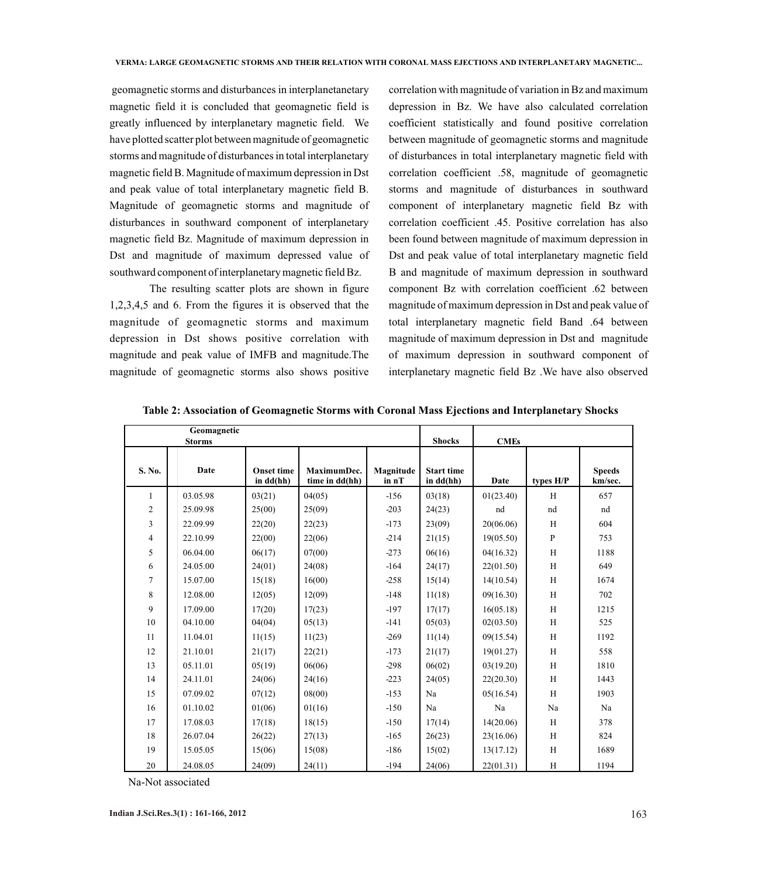geomagnetic storms and disturbances in interplanetanetary magnetic field it is concluded that geomagnetic field is greatly influenced by interplanetary magnetic field. We have plotted scatter plot between magnitude of geomagnetic storms and magnitude of disturbances in total interplanetary magnetic field B. Magnitude of maximum depression in Dst and peak value of total interplanetary magnetic field B. Magnitude of geomagnetic storms and magnitude of disturbances in southward component of interplanetary magnetic field Bz. Magnitude of maximum depression in Dst and magnitude of maximum depressed value of southward component of interplanetary magnetic field Bz.

The resulting scatter plots are shown in figure 1,2,3,4,5 and 6. From the figures it is observed that the magnitude of geomagnetic storms and maximum depression in Dst shows positive correlation with magnitude and peak value of IMFB and magnitude.The magnitude of geomagnetic storms also shows positive correlation with magnitude of variation in Bz and maximum depression in Bz. We have also calculated correlation coefficient statistically and found positive correlation between magnitude of geomagnetic storms and magnitude of disturbances in total interplanetary magnetic field with correlation coefficient .58, magnitude of geomagnetic storms and magnitude of disturbances in southward component of interplanetary magnetic field Bz with correlation coefficient .45. Positive correlation has also been found between magnitude of maximum depression in Dst and peak value of total interplanetary magnetic field B and magnitude of maximum depression in southward component Bz with correlation coefficient .62 between magnitude of maximum depression in Dst and peak value of total interplanetary magnetic field Band .64 between magnitude of maximum depression in Dst and magnitude of maximum depression in southward component of interplanetary magnetic field Bz .We have also observed

**Table 2: Association of Geomagnetic Storms with Coronal Mass Ejections and Interplanetary Shocks**

| Geomagnetic Storms | | | | | Shocks | CMEs | | |
|---|---|---|---|---|---|---|---|---|
| S. No. | Date | Onset time in dd(hh) | MaximumDec. time in dd(hh) | Magnitude in nT | Start time in dd(hh) | Date | types H/P | Speeds km/sec. |
| 1 | 03.05.98 | 03(21) | 04(05) | -156 | 03(18) | 01(23.40) | H | 657 |
| 2 | 25.09.98 | 25(00) | 25(09) | -203 | 24(23) | nd | nd | nd |
| 3 | 22.09.99 | 22(20) | 22(23) | -173 | 23(09) | 20(06.06) | H | 604 |
| 4 | 22.10.99 | 22(00) | 22(06) | -214 | 21(15) | 19(05.50) | P | 753 |
| 5 | 06.04.00 | 06(17) | 07(00) | -273 | 06(16) | 04(16.32) | H | 1188 |
| 6 | 24.05.00 | 24(01) | 24(08) | -164 | 24(17) | 22(01.50) | H | 649 |
| 7 | 15.07.00 | 15(18) | 16(00) | -258 | 15(14) | 14(10.54) | H | 1674 |
| 8 | 12.08.00 | 12(05) | 12(09) | -148 | 11(18) | 09(16.30) | H | 702 |
| 9 | 17.09.00 | 17(20) | 17(23) | -197 | 17(17) | 16(05.18) | H | 1215 |
| 10 | 04.10.00 | 04(04) | 05(13) | -141 | 05(03) | 02(03.50) | H | 525 |
| 11 | 11.04.01 | 11(15) | 11(23) | -269 | 11(14) | 09(15.54) | H | 1192 |
| 12 | 21.10.01 | 21(17) | 22(21) | -173 | 21(17) | 19(01.27) | H | 558 |
| 13 | 05.11.01 | 05(19) | 06(06) | -298 | 06(02) | 03(19.20) | H | 1810 |
| 14 | 24.11.01 | 24(06) | 24(16) | -223 | 24(05) | 22(20.30) | H | 1443 |
| 15 | 07.09.02 | 07(12) | 08(00) | -153 | Na | 05(16.54) | H | 1903 |
| 16 | 01.10.02 | 01(06) | 01(16) | -150 | Na | Na | Na | Na |
| 17 | 17.08.03 | 17(18) | 18(15) | -150 | 17(14) | 14(20.06) | H | 378 |
| 18 | 26.07.04 | 26(22) | 27(13) | -165 | 26(23) | 23(16.06) | H | 824 |
| 19 | 15.05.05 | 15(06) | 15(08) | -186 | 15(02) | 13(17.12) | H | 1689 |
| 20 | 24.08.05 | 24(09) | 24(11) | -194 | 24(06) | 22(01.31) | H | 1194 |

Na-Not associated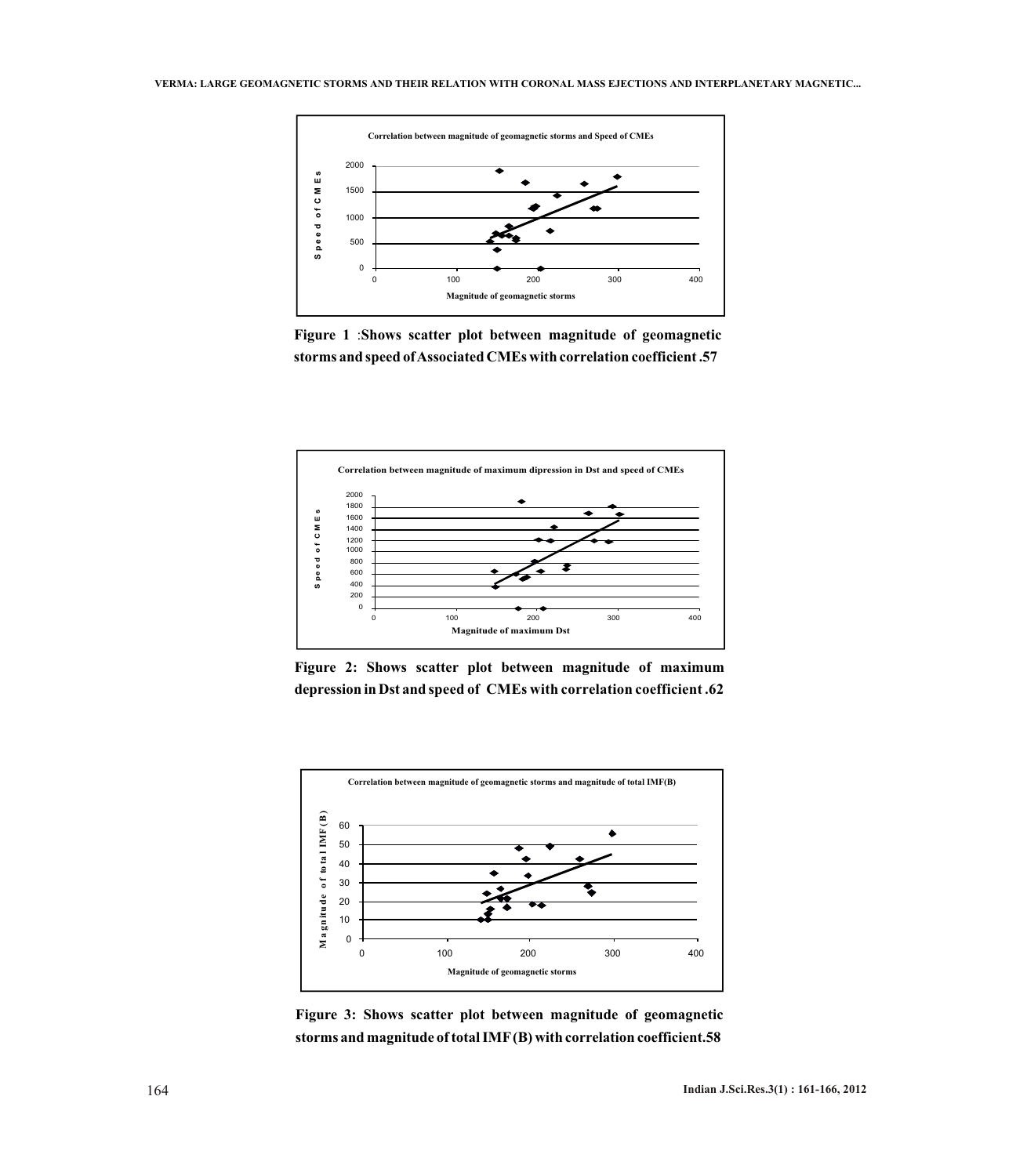Figure 1 :Shows scatter plot between magnitude of geomagnetic storms and speed of Associated CMEs with correlation coefficient .57

Figure 2: Shows scatter plot between magnitude of maximum depression in Dst and speed of CMEs with correlation coefficient .62

Figure 3: Shows scatter plot between magnitude of geomagnetic storms and magnitude of total IMF (B) with correlation coefficient.58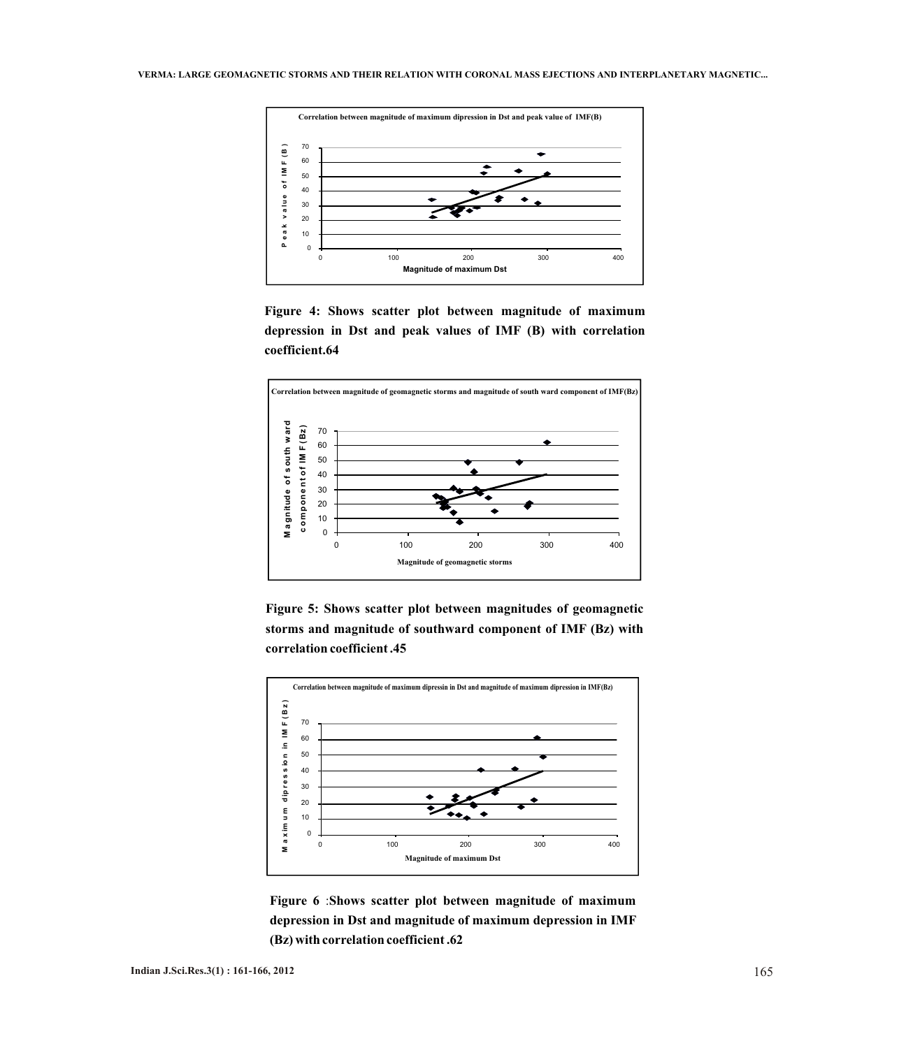Figure 4: Shows scatter plot between magnitude of maximum depression in Dst and peak values of IMF (B) with correlation coefficient.64

Figure 5: Shows scatter plot between magnitudes of geomagnetic storms and magnitude of southward component of IMF (Bz) with correlation coefficient .45

Figure 6 :Shows scatter plot between magnitude of maximum depression in Dst and magnitude of maximum depression in IMF (Bz) with correlation coefficient .62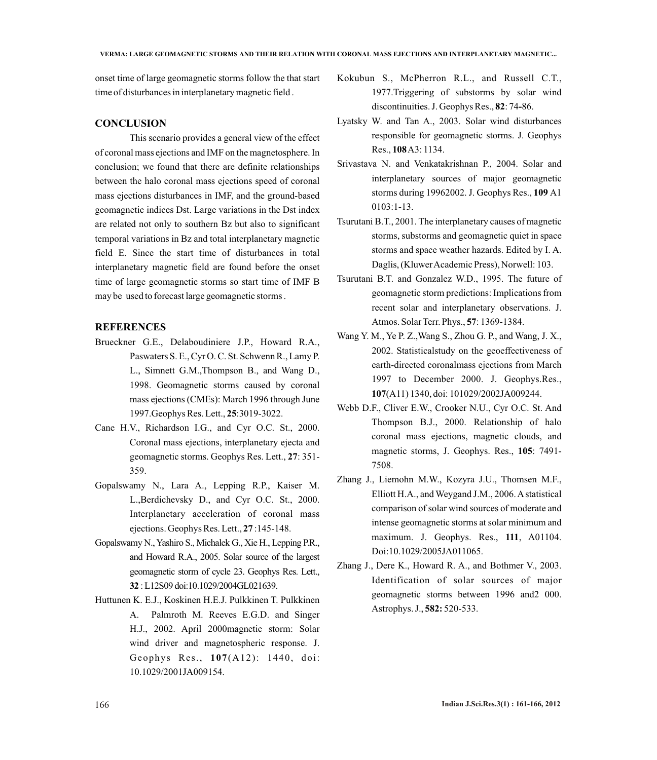onset time of large geomagnetic storms follow the that start time of disturbances in interplanetary magnetic field .

## CONCLUSION

This scenario provides a general view of the effect of coronal mass ejections and IMF on the magnetosphere. In conclusion; we found that there are definite relationships between the halo coronal mass ejections speed of coronal mass ejections disturbances in IMF, and the ground-based geomagnetic indices Dst. Large variations in the Dst index are related not only to southern Bz but also to significant temporal variations in Bz and total interplanetary magnetic field E. Since the start time of disturbances in total interplanetary magnetic field are found before the onset time of large geomagnetic storms so start time of IMF B may be used to forecast large geomagnetic storms .

## REFERENCES

Brueckner G.E., Delaboudiniere J.P., Howard R.A., Paswaters S. E., Cyr O. C. St. Schwenn R., Lamy P. L., Simnett G.M.,Thompson B., and Wang D., 1998. Geomagnetic storms caused by coronal mass ejections (CMEs): March 1996 through June 1997.Geophys Res. Lett., **25**:3019-3022.

Cane H.V., Richardson I.G., and Cyr O.C. St., 2000. Coronal mass ejections, interplanetary ejecta and geomagnetic storms. Geophys Res. Lett., **27**: 351-359.

Gopalswamy N., Lara A., Lepping R.P., Kaiser M. L.,Berdichevsky D., and Cyr O.C. St., 2000. Interplanetary acceleration of coronal mass ejections. Geophys Res. Lett., **27** :145-148.

Gopalswamy N., Yashiro S., Michalek G., Xie H., Lepping P.R., and Howard R.A., 2005. Solar source of the largest geomagnetic storm of cycle 23. Geophys Res. Lett., **32** : L12S09 doi:10.1029/2004GL021639.

Huttunen K. E.J., Koskinen H.E.J. Pulkkinen T. Pulkkinen A. Palmroth M. Reeves E.G.D. and Singer H.J., 2002. April 2000magnetic storm: Solar wind driver and magnetospheric response. J. Geophys Res., **107**(A12): 1440, doi: 10.1029/2001JA009154.

Kokubun S., McPherron R.L., and Russell C.T., 1977.Triggering of substorms by solar wind discontinuities. J. Geophys Res., **82**: 74-86.

Lyatsky W. and Tan A., 2003. Solar wind disturbances responsible for geomagnetic storms. J. Geophys Res., **108** A3: 1134.

Srivastava N. and Venkatakrishnan P., 2004. Solar and interplanetary sources of major geomagnetic storms during 19962002. J. Geophys Res., **109** A1 0103:1-13.

Tsurutani B.T., 2001. The interplanetary causes of magnetic storms, substorms and geomagnetic quiet in space storms and space weather hazards. Edited by I. A. Daglis, (Kluwer Academic Press), Norwell: 103.

Tsurutani B.T. and Gonzalez W.D., 1995. The future of geomagnetic storm predictions: Implications from recent solar and interplanetary observations. J. Atmos. Solar Terr. Phys., **57**: 1369-1384.

Wang Y. M., Ye P. Z.,Wang S., Zhou G. P., and Wang, J. X., 2002. Statisticalstudy on the geoeffectiveness of earth-directed coronalmass ejections from March 1997 to December 2000. J. Geophys.Res., **107**(A11) 1340, doi: 101029/2002JA009244.

Webb D.F., Cliver E.W., Crooker N.U., Cyr O.C. St. And Thompson B.J., 2000. Relationship of halo coronal mass ejections, magnetic clouds, and magnetic storms, J. Geophys. Res., **105**: 7491-7508.

Zhang J., Liemohn M.W., Kozyra J.U., Thomsen M.F., Elliott H.A., and Weygand J.M., 2006. A statistical comparison of solar wind sources of moderate and intense geomagnetic storms at solar minimum and maximum. J. Geophys. Res., **111**, A01104. Doi:10.1029/2005JA011065.

Zhang J., Dere K., Howard R. A., and Bothmer V., 2003. Identification of solar sources of major geomagnetic storms between 1996 and2 000. Astrophys. J., **582:** 520-533.